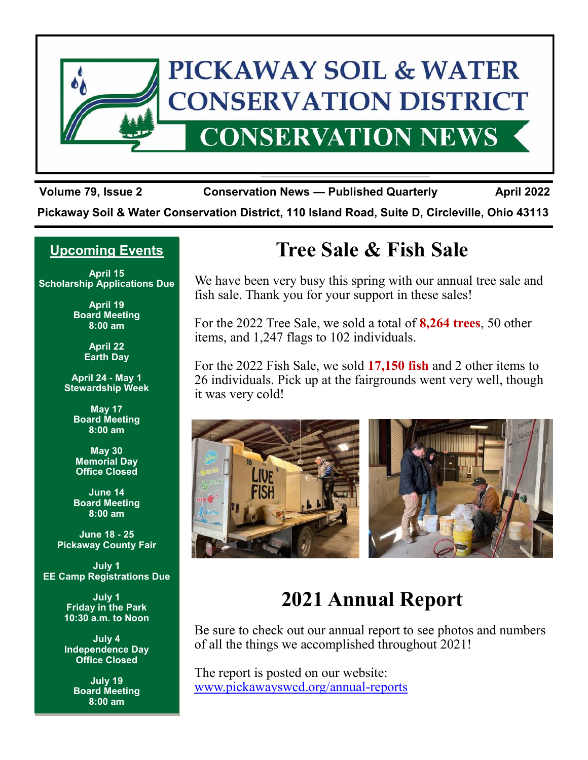# PICKAWAY SOIL & WATER CONSERVATION DISTRICT

## CONSERVATION NEWS

**Volume 79, Issue 2** | **Conservation News — Published Quarterly** | **April 2022**

**Pickaway Soil & Water Conservation District, 110 Island Road, Suite D, Circleville, Ohio 43113**

## Upcoming Events

**April 15**
**Scholarship Applications Due**

**April 19**
**Board Meeting**
**8:00 am**

**April 22**
**Earth Day**

**April 24 - May 1**
**Stewardship Week**

**May 17**
**Board Meeting**
**8:00 am**

**May 30**
**Memorial Day**
**Office Closed**

**June 14**
**Board Meeting**
**8:00 am**

**June 18 - 25**
**Pickaway County Fair**

**July 1**
**EE Camp Registrations Due**

**July 1**
**Friday in the Park**
**10:30 a.m. to Noon**

**July 4**
**Independence Day**
**Office Closed**

**July 19**
**Board Meeting**
**8:00 am**

# Tree Sale & Fish Sale

We have been very busy this spring with our annual tree sale and fish sale. Thank you for your support in these sales!

For the 2022 Tree Sale, we sold a total of **8,264 trees**, 50 other items, and 1,247 flags to 102 individuals.

For the 2022 Fish Sale, we sold **17,150 fish** and 2 other items to 26 individuals. Pick up at the fairgrounds went very well, though it was very cold!

# 2021 Annual Report

Be sure to check out our annual report to see photos and numbers of all the things we accomplished throughout 2021!

The report is posted on our website:
www.pickawayswcd.org/annual-reports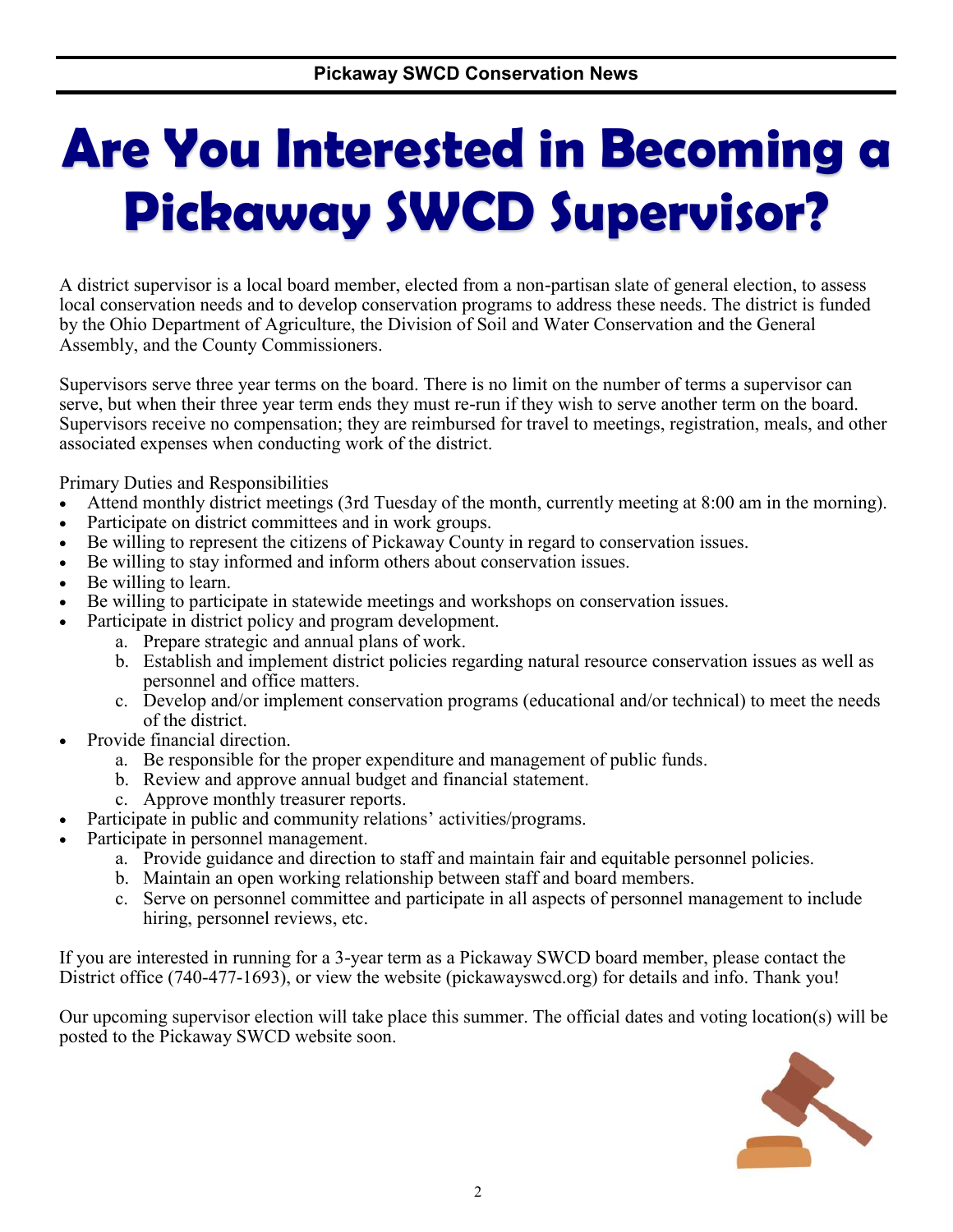# Are You Interested in Becoming a Pickaway SWCD Supervisor?

A district supervisor is a local board member, elected from a non-partisan slate of general election, to assess local conservation needs and to develop conservation programs to address these needs. The district is funded by the Ohio Department of Agriculture, the Division of Soil and Water Conservation and the General Assembly, and the County Commissioners.

Supervisors serve three year terms on the board. There is no limit on the number of terms a supervisor can serve, but when their three year term ends they must re-run if they wish to serve another term on the board. Supervisors receive no compensation; they are reimbursed for travel to meetings, registration, meals, and other associated expenses when conducting work of the district.

Primary Duties and Responsibilities

- Attend monthly district meetings (3rd Tuesday of the month, currently meeting at 8:00 am in the morning).
- Participate on district committees and in work groups.
- Be willing to represent the citizens of Pickaway County in regard to conservation issues.
- Be willing to stay informed and inform others about conservation issues.
- Be willing to learn.
- Be willing to participate in statewide meetings and workshops on conservation issues.
- Participate in district policy and program development.
    a. Prepare strategic and annual plans of work.
    b. Establish and implement district policies regarding natural resource conservation issues as well as personnel and office matters.
    c. Develop and/or implement conservation programs (educational and/or technical) to meet the needs of the district.
- Provide financial direction.
    a. Be responsible for the proper expenditure and management of public funds.
    b. Review and approve annual budget and financial statement.
    c. Approve monthly treasurer reports.
- Participate in public and community relations' activities/programs.
- Participate in personnel management.
    a. Provide guidance and direction to staff and maintain fair and equitable personnel policies.
    b. Maintain an open working relationship between staff and board members.
    c. Serve on personnel committee and participate in all aspects of personnel management to include hiring, personnel reviews, etc.

If you are interested in running for a 3-year term as a Pickaway SWCD board member, please contact the District office (740-477-1693), or view the website (pickawayswcd.org) for details and info. Thank you!

Our upcoming supervisor election will take place this summer. The official dates and voting location(s) will be posted to the Pickaway SWCD website soon.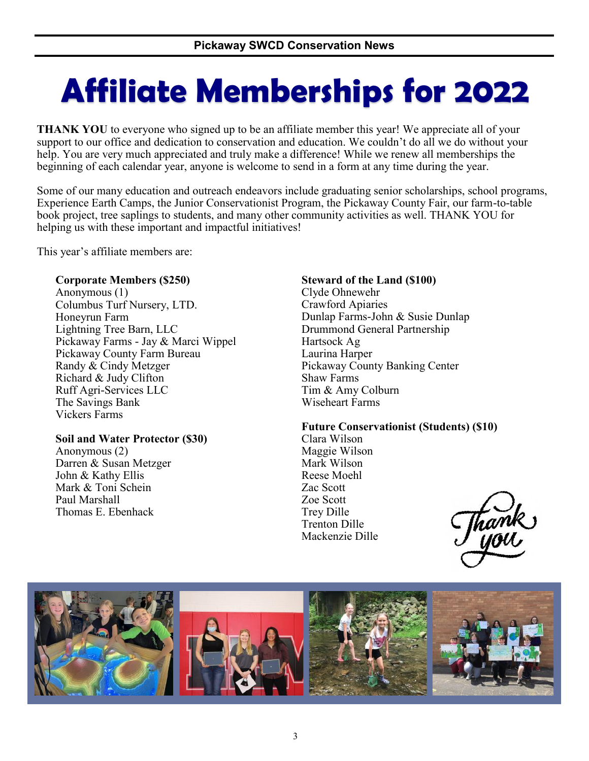# Affiliate Memberships for 2022

**THANK YOU** to everyone who signed up to be an affiliate member this year! We appreciate all of your support to our office and dedication to conservation and education. We couldn't do all we do without your help. You are very much appreciated and truly make a difference! While we renew all memberships the beginning of each calendar year, anyone is welcome to send in a form at any time during the year.

Some of our many education and outreach endeavors include graduating senior scholarships, school programs, Experience Earth Camps, the Junior Conservationist Program, the Pickaway County Fair, our farm-to-table book project, tree saplings to students, and many other community activities as well. THANK YOU for helping us with these important and impactful initiatives!

This year's affiliate members are:

**Corporate Members ($250)**
Anonymous (1)
Columbus Turf Nursery, LTD.
Honeyrun Farm
Lightning Tree Barn, LLC
Pickaway Farms - Jay & Marci Wippel
Pickaway County Farm Bureau
Randy & Cindy Metzger
Richard & Judy Clifton
Ruff Agri-Services LLC
The Savings Bank
Vickers Farms

**Soil and Water Protector ($30)**
Anonymous (2)
Darren & Susan Metzger
John & Kathy Ellis
Mark & Toni Schein
Paul Marshall
Thomas E. Ebenhack

**Steward of the Land ($100)**
Clyde Ohnewehr
Crawford Apiaries
Dunlap Farms-John & Susie Dunlap
Drummond General Partnership
Hartsock Ag
Laurina Harper
Pickaway County Banking Center
Shaw Farms
Tim & Amy Colburn
Wiseheart Farms

**Future Conservationist (Students) ($10)**
Clara Wilson
Maggie Wilson
Mark Wilson
Reese Moehl
Zac Scott
Zoe Scott
Trey Dille
Trenton Dille
Mackenzie Dille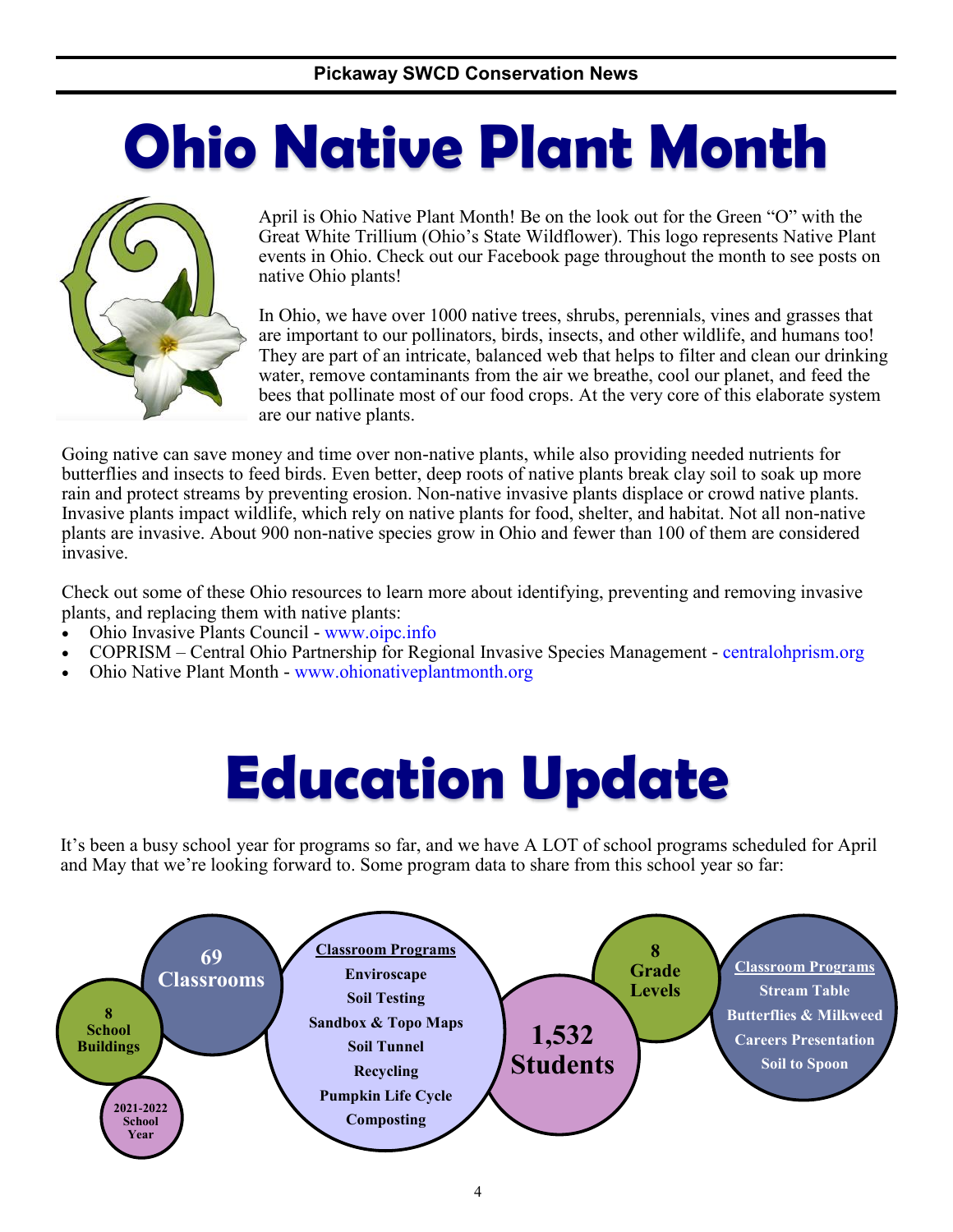# Ohio Native Plant Month

April is Ohio Native Plant Month! Be on the look out for the Green "O" with the Great White Trillium (Ohio's State Wildflower). This logo represents Native Plant events in Ohio. Check out our Facebook page throughout the month to see posts on native Ohio plants!

In Ohio, we have over 1000 native trees, shrubs, perennials, vines and grasses that are important to our pollinators, birds, insects, and other wildlife, and humans too! They are part of an intricate, balanced web that helps to filter and clean our drinking water, remove contaminants from the air we breathe, cool our planet, and feed the bees that pollinate most of our food crops. At the very core of this elaborate system are our native plants.

Going native can save money and time over non-native plants, while also providing needed nutrients for butterflies and insects to feed birds. Even better, deep roots of native plants break clay soil to soak up more rain and protect streams by preventing erosion. Non-native invasive plants displace or crowd native plants. Invasive plants impact wildlife, which rely on native plants for food, shelter, and habitat. Not all non-native plants are invasive. About 900 non-native species grow in Ohio and fewer than 100 of them are considered invasive.

Check out some of these Ohio resources to learn more about identifying, preventing and removing invasive plants, and replacing them with native plants:

- Ohio Invasive Plants Council - www.oipc.info
- COPRISM – Central Ohio Partnership for Regional Invasive Species Management - centralohprism.org
- Ohio Native Plant Month - www.ohionativeplantmonth.org

# Education Update

It's been a busy school year for programs so far, and we have A LOT of school programs scheduled for April and May that we're looking forward to. Some program data to share from this school year so far:

**2021-2022 School Year**

**8 School Buildings**

**69 Classrooms**

**Classroom Programs**
- Enviroscape
- Soil Testing
- Sandbox & Topo Maps
- Soil Tunnel
- Recycling
- Pumpkin Life Cycle
- Composting

**1,532 Students**

**8 Grade Levels**

**Classroom Programs**
- Stream Table
- Butterflies & Milkweed
- Careers Presentation
- Soil to Spoon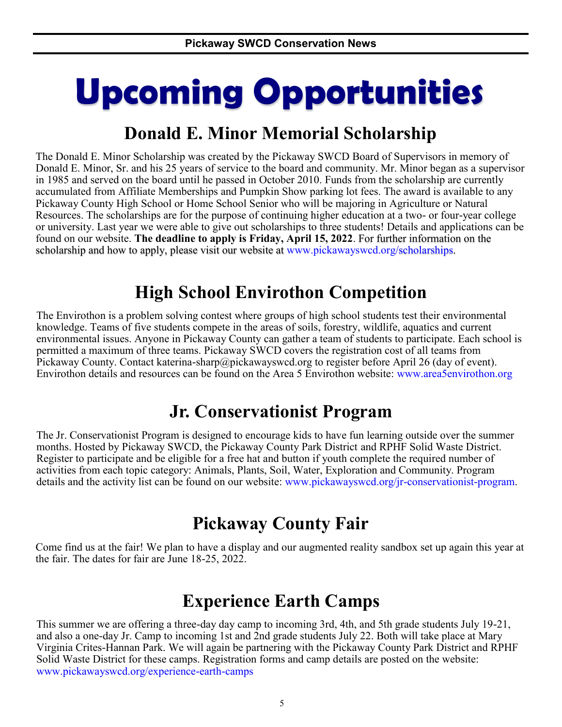# Upcoming Opportunities

## Donald E. Minor Memorial Scholarship

The Donald E. Minor Scholarship was created by the Pickaway SWCD Board of Supervisors in memory of Donald E. Minor, Sr. and his 25 years of service to the board and community. Mr. Minor began as a supervisor in 1985 and served on the board until he passed in October 2010. Funds from the scholarship are currently accumulated from Affiliate Memberships and Pumpkin Show parking lot fees. The award is available to any Pickaway County High School or Home School Senior who will be majoring in Agriculture or Natural Resources. The scholarships are for the purpose of continuing higher education at a two- or four-year college or university. Last year we were able to give out scholarships to three students! Details and applications can be found on our website. **The deadline to apply is Friday, April 15, 2022**. For further information on the scholarship and how to apply, please visit our website at www.pickawayswcd.org/scholarships.

## High School Envirothon Competition

The Envirothon is a problem solving contest where groups of high school students test their environmental knowledge. Teams of five students compete in the areas of soils, forestry, wildlife, aquatics and current environmental issues. Anyone in Pickaway County can gather a team of students to participate. Each school is permitted a maximum of three teams. Pickaway SWCD covers the registration cost of all teams from Pickaway County. Contact katerina-sharp@pickawayswcd.org to register before April 26 (day of event). Envirothon details and resources can be found on the Area 5 Envirothon website: www.area5envirothon.org

## Jr. Conservationist Program

The Jr. Conservationist Program is designed to encourage kids to have fun learning outside over the summer months. Hosted by Pickaway SWCD, the Pickaway County Park District and RPHF Solid Waste District. Register to participate and be eligible for a free hat and button if youth complete the required number of activities from each topic category: Animals, Plants, Soil, Water, Exploration and Community. Program details and the activity list can be found on our website: www.pickawayswcd.org/jr-conservationist-program.

## Pickaway County Fair

Come find us at the fair! We plan to have a display and our augmented reality sandbox set up again this year at the fair. The dates for fair are June 18-25, 2022.

## Experience Earth Camps

This summer we are offering a three-day day camp to incoming 3rd, 4th, and 5th grade students July 19-21, and also a one-day Jr. Camp to incoming 1st and 2nd grade students July 22. Both will take place at Mary Virginia Crites-Hannan Park. We will again be partnering with the Pickaway County Park District and RPHF Solid Waste District for these camps. Registration forms and camp details are posted on the website: www.pickawayswcd.org/experience-earth-camps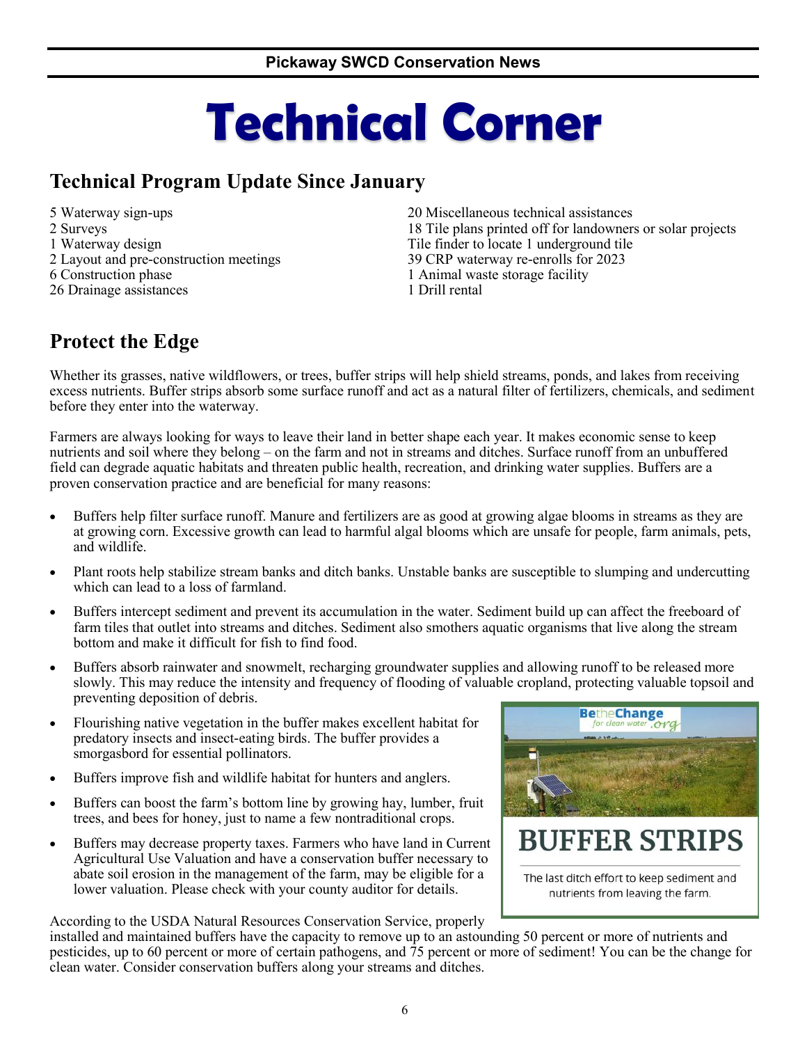# Technical Corner

## Technical Program Update Since January

- 5 Waterway sign-ups
- 2 Surveys
- 1 Waterway design
- 2 Layout and pre-construction meetings
- 6 Construction phase
- 26 Drainage assistances
- 20 Miscellaneous technical assistances
- 18 Tile plans printed off for landowners or solar projects
- Tile finder to locate 1 underground tile
- 39 CRP waterway re-enrolls for 2023
- 1 Animal waste storage facility
- 1 Drill rental

## Protect the Edge

Whether its grasses, native wildflowers, or trees, buffer strips will help shield streams, ponds, and lakes from receiving excess nutrients. Buffer strips absorb some surface runoff and act as a natural filter of fertilizers, chemicals, and sediment before they enter into the waterway.

Farmers are always looking for ways to leave their land in better shape each year. It makes economic sense to keep nutrients and soil where they belong – on the farm and not in streams and ditches. Surface runoff from an unbuffered field can degrade aquatic habitats and threaten public health, recreation, and drinking water supplies. Buffers are a proven conservation practice and are beneficial for many reasons:

- Buffers help filter surface runoff. Manure and fertilizers are as good at growing algae blooms in streams as they are at growing corn. Excessive growth can lead to harmful algal blooms which are unsafe for people, farm animals, pets, and wildlife.
- Plant roots help stabilize stream banks and ditch banks. Unstable banks are susceptible to slumping and undercutting which can lead to a loss of farmland.
- Buffers intercept sediment and prevent its accumulation in the water. Sediment build up can affect the freeboard of farm tiles that outlet into streams and ditches. Sediment also smothers aquatic organisms that live along the stream bottom and make it difficult for fish to find food.
- Buffers absorb rainwater and snowmelt, recharging groundwater supplies and allowing runoff to be released more slowly. This may reduce the intensity and frequency of flooding of valuable cropland, protecting valuable topsoil and preventing deposition of debris.
- Flourishing native vegetation in the buffer makes excellent habitat for predatory insects and insect-eating birds. The buffer provides a smorgasbord for essential pollinators.
- Buffers improve fish and wildlife habitat for hunters and anglers.
- Buffers can boost the farm's bottom line by growing hay, lumber, fruit trees, and bees for honey, just to name a few nontraditional crops.
- Buffers may decrease property taxes. Farmers who have land in Current Agricultural Use Valuation and have a conservation buffer necessary to abate soil erosion in the management of the farm, may be eligible for a lower valuation. Please check with your county auditor for details.

BetheChange for clean water .org

**BUFFER STRIPS**

The last ditch effort to keep sediment and nutrients from leaving the farm.

According to the USDA Natural Resources Conservation Service, properly installed and maintained buffers have the capacity to remove up to an astounding 50 percent or more of nutrients and pesticides, up to 60 percent or more of certain pathogens, and 75 percent or more of sediment! You can be the change for clean water. Consider conservation buffers along your streams and ditches.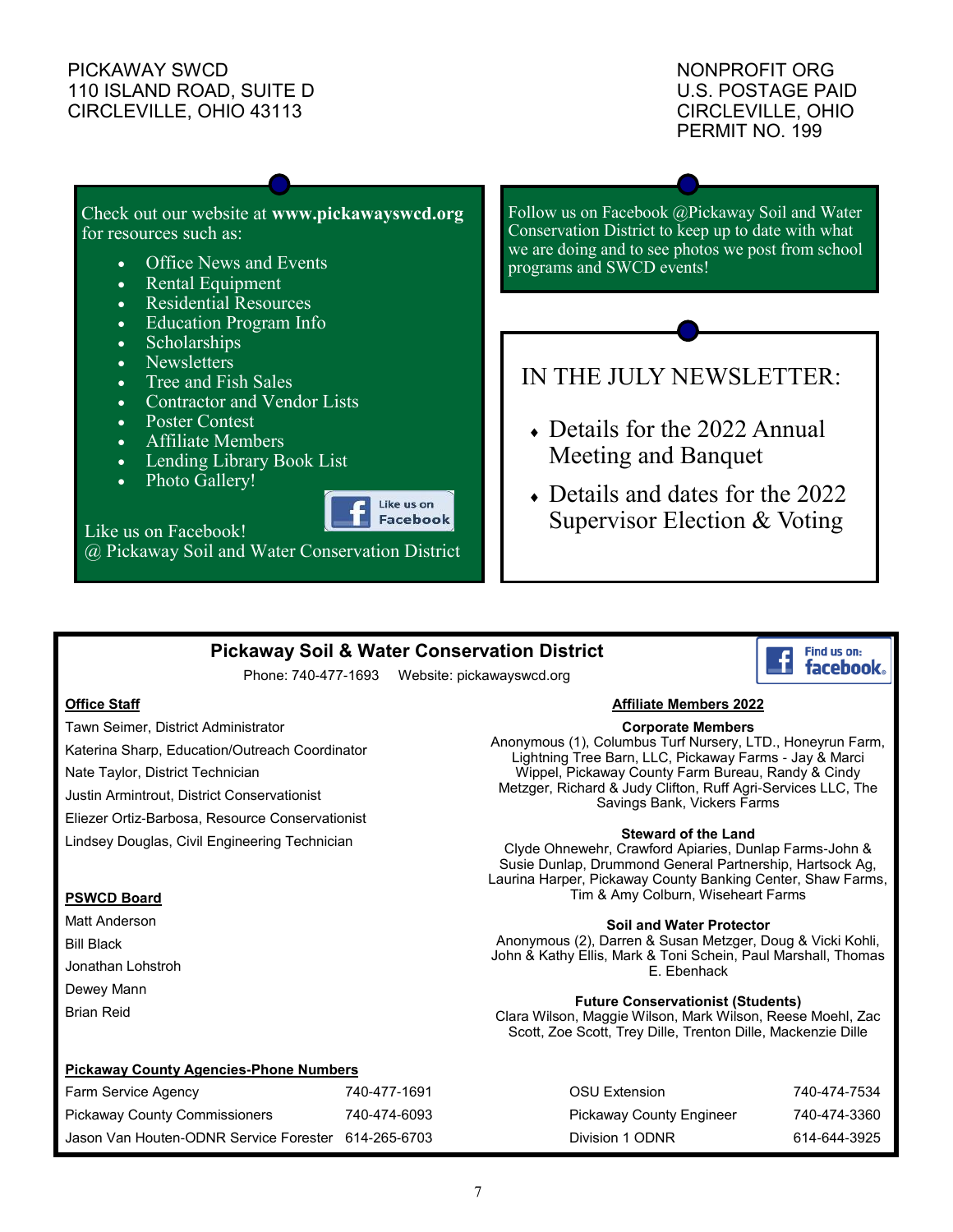PICKAWAY SWCD
110 ISLAND ROAD, SUITE D
CIRCLEVILLE, OHIO 43113

NONPROFIT ORG
U.S. POSTAGE PAID
CIRCLEVILLE, OHIO
PERMIT NO. 199

Check out our website at **www.pickawayswcd.org** for resources such as:

- Office News and Events
- Rental Equipment
- Residential Resources
- Education Program Info
- Scholarships
- Newsletters
- Tree and Fish Sales
- Contractor and Vendor Lists
- Poster Contest
- Affiliate Members
- Lending Library Book List
- Photo Gallery!

Like us on Facebook

Like us on Facebook!
@ Pickaway Soil and Water Conservation District

Follow us on Facebook @Pickaway Soil and Water Conservation District to keep up to date with what we are doing and to see photos we post from school programs and SWCD events!

## IN THE JULY NEWSLETTER:

- Details for the 2022 Annual Meeting and Banquet
- Details and dates for the 2022 Supervisor Election & Voting

## Pickaway Soil & Water Conservation District

Phone: 740-477-1693 Website: pickawayswcd.org

Find us on: facebook.

**Office Staff**

Tawn Seimer, District Administrator
Katerina Sharp, Education/Outreach Coordinator
Nate Taylor, District Technician
Justin Armintrout, District Conservationist
Eliezer Ortiz-Barbosa, Resource Conservationist
Lindsey Douglas, Civil Engineering Technician

**PSWCD Board**

Matt Anderson
Bill Black
Jonathan Lohstroh
Dewey Mann
Brian Reid

**Affiliate Members 2022**

**Corporate Members**
Anonymous (1), Columbus Turf Nursery, LTD., Honeyrun Farm, Lightning Tree Barn, LLC, Pickaway Farms - Jay & Marci Wippel, Pickaway County Farm Bureau, Randy & Cindy Metzger, Richard & Judy Clifton, Ruff Agri-Services LLC, The Savings Bank, Vickers Farms

**Steward of the Land**
Clyde Ohnewehr, Crawford Apiaries, Dunlap Farms-John & Susie Dunlap, Drummond General Partnership, Hartsock Ag, Laurina Harper, Pickaway County Banking Center, Shaw Farms, Tim & Amy Colburn, Wiseheart Farms

**Soil and Water Protector**
Anonymous (2), Darren & Susan Metzger, Doug & Vicki Kohli, John & Kathy Ellis, Mark & Toni Schein, Paul Marshall, Thomas E. Ebenhack

**Future Conservationist (Students)**
Clara Wilson, Maggie Wilson, Mark Wilson, Reese Moehl, Zac Scott, Zoe Scott, Trey Dille, Trenton Dille, Mackenzie Dille

**Pickaway County Agencies-Phone Numbers**

| | | | |
|---|---|---|---|
| Farm Service Agency | 740-477-1691 | OSU Extension | 740-474-7534 |
| Pickaway County Commissioners | 740-474-6093 | Pickaway County Engineer | 740-474-3360 |
| Jason Van Houten-ODNR Service Forester | 614-265-6703 | Division 1 ODNR | 614-644-3925 |